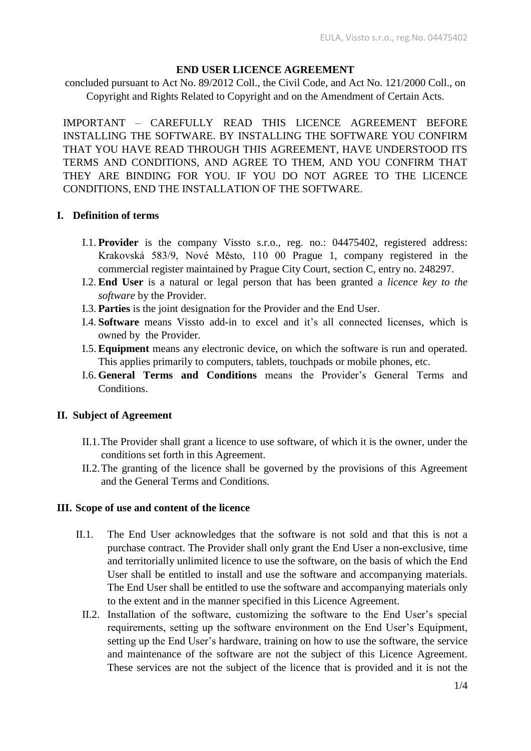**END USER LICENCE AGREEMENT**

concluded pursuant to Act No. 89/2012 Coll., the Civil Code, and Act No. 121/2000 Coll., on Copyright and Rights Related to Copyright and on the Amendment of Certain Acts.

IMPORTANT – CAREFULLY READ THIS LICENCE AGREEMENT BEFORE INSTALLING THE SOFTWARE. BY INSTALLING THE SOFTWARE YOU CONFIRM THAT YOU HAVE READ THROUGH THIS AGREEMENT, HAVE UNDERSTOOD ITS TERMS AND CONDITIONS, AND AGREE TO THEM, AND YOU CONFIRM THAT THEY ARE BINDING FOR YOU. IF YOU DO NOT AGREE TO THE LICENCE CONDITIONS, END THE INSTALLATION OF THE SOFTWARE.

## I. Definition of terms

I.1. **Provider** is the company Vissto s.r.o., reg. no.: 04475402, registered address: Krakovská 583/9, Nové Město, 110 00 Prague 1, company registered in the commercial register maintained by Prague City Court, section C, entry no. 248297.

I.2. **End User** is a natural or legal person that has been granted a *licence key to the software* by the Provider.

I.3. **Parties** is the joint designation for the Provider and the End User.

I.4. **Software** means Vissto add-in to excel and it's all connected licenses, which is owned by the Provider.

I.5. **Equipment** means any electronic device, on which the software is run and operated. This applies primarily to computers, tablets, touchpads or mobile phones, etc.

I.6. **General Terms and Conditions** means the Provider's General Terms and Conditions.

## II. Subject of Agreement

II.1. The Provider shall grant a licence to use software, of which it is the owner, under the conditions set forth in this Agreement.

II.2. The granting of the licence shall be governed by the provisions of this Agreement and the General Terms and Conditions.

## III. Scope of use and content of the licence

II.1. The End User acknowledges that the software is not sold and that this is not a purchase contract. The Provider shall only grant the End User a non-exclusive, time and territorially unlimited licence to use the software, on the basis of which the End User shall be entitled to install and use the software and accompanying materials. The End User shall be entitled to use the software and accompanying materials only to the extent and in the manner specified in this Licence Agreement.

II.2. Installation of the software, customizing the software to the End User's special requirements, setting up the software environment on the End User's Equipment, setting up the End User's hardware, training on how to use the software, the service and maintenance of the software are not the subject of this Licence Agreement. These services are not the subject of the licence that is provided and it is not the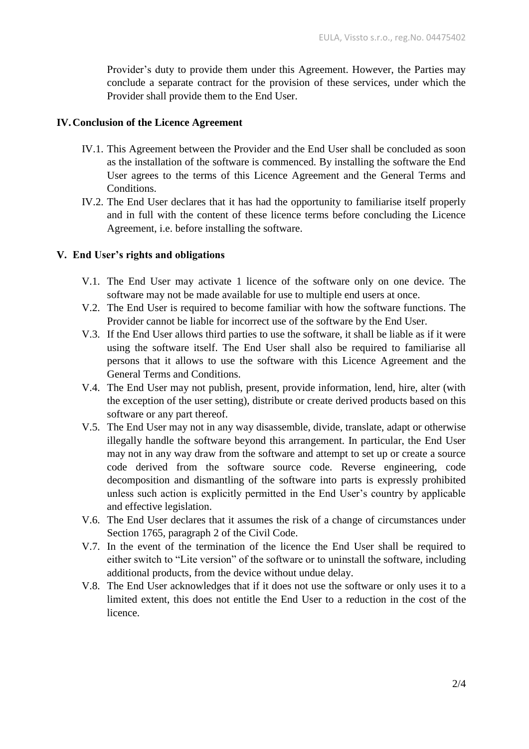Provider's duty to provide them under this Agreement. However, the Parties may conclude a separate contract for the provision of these services, under which the Provider shall provide them to the End User.

## IV. Conclusion of the Licence Agreement

IV.1. This Agreement between the Provider and the End User shall be concluded as soon as the installation of the software is commenced. By installing the software the End User agrees to the terms of this Licence Agreement and the General Terms and Conditions.

IV.2. The End User declares that it has had the opportunity to familiarise itself properly and in full with the content of these licence terms before concluding the Licence Agreement, i.e. before installing the software.

## V. End User's rights and obligations

V.1. The End User may activate 1 licence of the software only on one device. The software may not be made available for use to multiple end users at once.

V.2. The End User is required to become familiar with how the software functions. The Provider cannot be liable for incorrect use of the software by the End User.

V.3. If the End User allows third parties to use the software, it shall be liable as if it were using the software itself. The End User shall also be required to familiarise all persons that it allows to use the software with this Licence Agreement and the General Terms and Conditions.

V.4. The End User may not publish, present, provide information, lend, hire, alter (with the exception of the user setting), distribute or create derived products based on this software or any part thereof.

V.5. The End User may not in any way disassemble, divide, translate, adapt or otherwise illegally handle the software beyond this arrangement. In particular, the End User may not in any way draw from the software and attempt to set up or create a source code derived from the software source code. Reverse engineering, code decomposition and dismantling of the software into parts is expressly prohibited unless such action is explicitly permitted in the End User's country by applicable and effective legislation.

V.6. The End User declares that it assumes the risk of a change of circumstances under Section 1765, paragraph 2 of the Civil Code.

V.7. In the event of the termination of the licence the End User shall be required to either switch to "Lite version" of the software or to uninstall the software, including additional products, from the device without undue delay.

V.8. The End User acknowledges that if it does not use the software or only uses it to a limited extent, this does not entitle the End User to a reduction in the cost of the licence.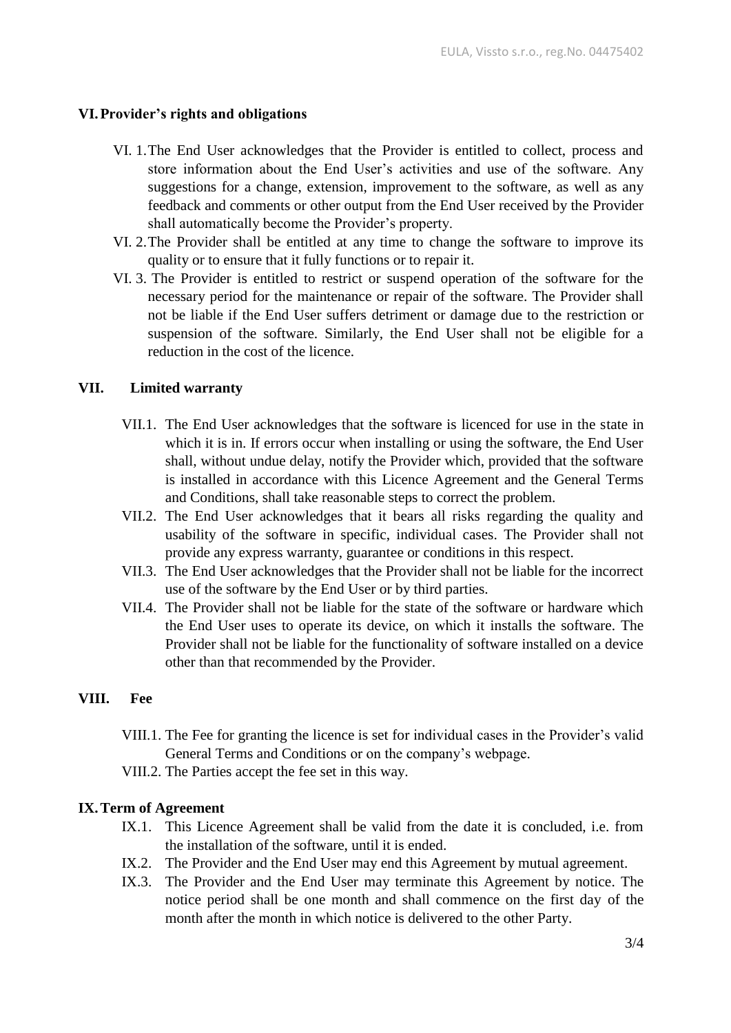## VI. Provider's rights and obligations

VI. 1. The End User acknowledges that the Provider is entitled to collect, process and store information about the End User's activities and use of the software. Any suggestions for a change, extension, improvement to the software, as well as any feedback and comments or other output from the End User received by the Provider shall automatically become the Provider's property.

VI. 2. The Provider shall be entitled at any time to change the software to improve its quality or to ensure that it fully functions or to repair it.

VI. 3. The Provider is entitled to restrict or suspend operation of the software for the necessary period for the maintenance or repair of the software. The Provider shall not be liable if the End User suffers detriment or damage due to the restriction or suspension of the software. Similarly, the End User shall not be eligible for a reduction in the cost of the licence.

## VII. Limited warranty

VII.1. The End User acknowledges that the software is licenced for use in the state in which it is in. If errors occur when installing or using the software, the End User shall, without undue delay, notify the Provider which, provided that the software is installed in accordance with this Licence Agreement and the General Terms and Conditions, shall take reasonable steps to correct the problem.

VII.2. The End User acknowledges that it bears all risks regarding the quality and usability of the software in specific, individual cases. The Provider shall not provide any express warranty, guarantee or conditions in this respect.

VII.3. The End User acknowledges that the Provider shall not be liable for the incorrect use of the software by the End User or by third parties.

VII.4. The Provider shall not be liable for the state of the software or hardware which the End User uses to operate its device, on which it installs the software. The Provider shall not be liable for the functionality of software installed on a device other than that recommended by the Provider.

## VIII. Fee

VIII.1. The Fee for granting the licence is set for individual cases in the Provider's valid General Terms and Conditions or on the company's webpage.

VIII.2. The Parties accept the fee set in this way.

## IX. Term of Agreement

IX.1. This Licence Agreement shall be valid from the date it is concluded, i.e. from the installation of the software, until it is ended.

IX.2. The Provider and the End User may end this Agreement by mutual agreement.

IX.3. The Provider and the End User may terminate this Agreement by notice. The notice period shall be one month and shall commence on the first day of the month after the month in which notice is delivered to the other Party.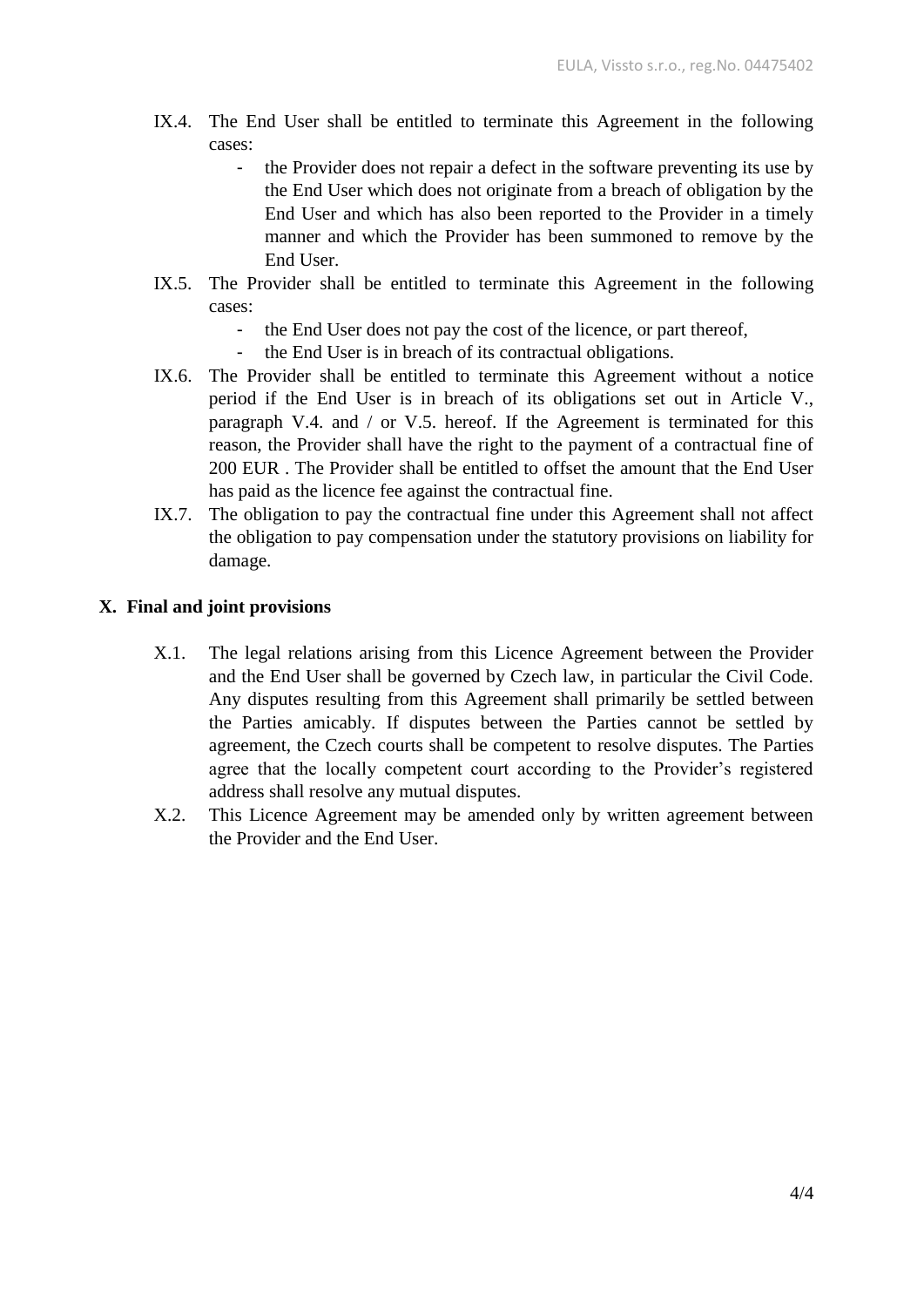IX.4. The End User shall be entitled to terminate this Agreement in the following cases:

- the Provider does not repair a defect in the software preventing its use by the End User which does not originate from a breach of obligation by the End User and which has also been reported to the Provider in a timely manner and which the Provider has been summoned to remove by the End User.

IX.5. The Provider shall be entitled to terminate this Agreement in the following cases:

- the End User does not pay the cost of the licence, or part thereof,
- the End User is in breach of its contractual obligations.

IX.6. The Provider shall be entitled to terminate this Agreement without a notice period if the End User is in breach of its obligations set out in Article V., paragraph V.4. and / or V.5. hereof. If the Agreement is terminated for this reason, the Provider shall have the right to the payment of a contractual fine of 200 EUR . The Provider shall be entitled to offset the amount that the End User has paid as the licence fee against the contractual fine.

IX.7. The obligation to pay the contractual fine under this Agreement shall not affect the obligation to pay compensation under the statutory provisions on liability for damage.

## X. Final and joint provisions

X.1. The legal relations arising from this Licence Agreement between the Provider and the End User shall be governed by Czech law, in particular the Civil Code. Any disputes resulting from this Agreement shall primarily be settled between the Parties amicably. If disputes between the Parties cannot be settled by agreement, the Czech courts shall be competent to resolve disputes. The Parties agree that the locally competent court according to the Provider's registered address shall resolve any mutual disputes.

X.2. This Licence Agreement may be amended only by written agreement between the Provider and the End User.